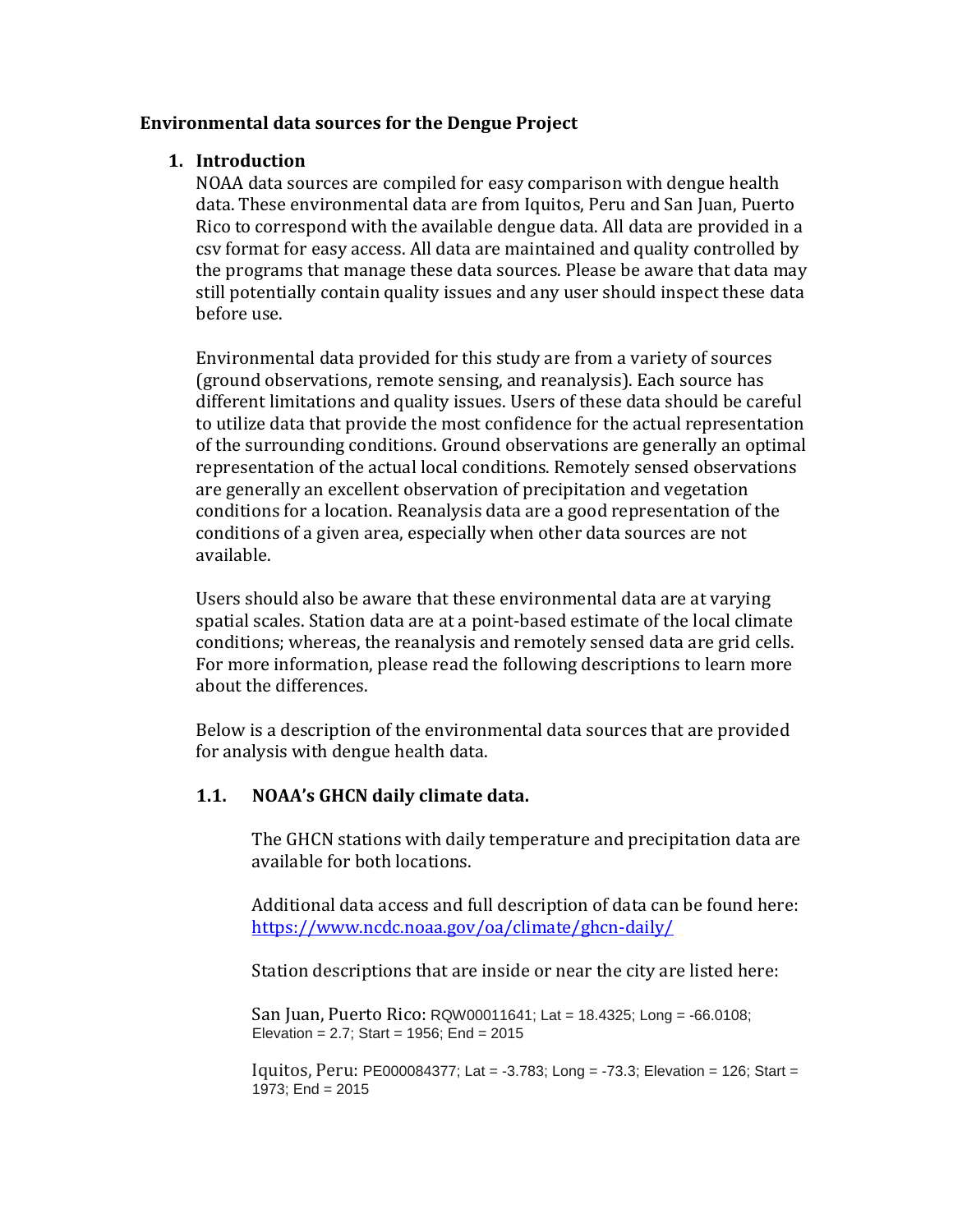**Environmental data sources for the Dengue Project**

# 1. Introduction

NOAA data sources are compiled for easy comparison with dengue health data. These environmental data are from Iquitos, Peru and San Juan, Puerto Rico to correspond with the available dengue data. All data are provided in a csv format for easy access. All data are maintained and quality controlled by the programs that manage these data sources. Please be aware that data may still potentially contain quality issues and any user should inspect these data before use.

Environmental data provided for this study are from a variety of sources (ground observations, remote sensing, and reanalysis). Each source has different limitations and quality issues. Users of these data should be careful to utilize data that provide the most confidence for the actual representation of the surrounding conditions. Ground observations are generally an optimal representation of the actual local conditions. Remotely sensed observations are generally an excellent observation of precipitation and vegetation conditions for a location. Reanalysis data are a good representation of the conditions of a given area, especially when other data sources are not available.

Users should also be aware that these environmental data are at varying spatial scales. Station data are at a point-based estimate of the local climate conditions; whereas, the reanalysis and remotely sensed data are grid cells. For more information, please read the following descriptions to learn more about the differences.

Below is a description of the environmental data sources that are provided for analysis with dengue health data.

## 1.1. NOAA's GHCN daily climate data.

The GHCN stations with daily temperature and precipitation data are available for both locations.

Additional data access and full description of data can be found here: https://www.ncdc.noaa.gov/oa/climate/ghcn-daily/

Station descriptions that are inside or near the city are listed here:

San Juan, Puerto Rico: RQW00011641; Lat = 18.4325; Long = -66.0108; Elevation = 2.7; Start = 1956; End = 2015

Iquitos, Peru: PE000084377; Lat = -3.783; Long = -73.3; Elevation = 126; Start = 1973; End = 2015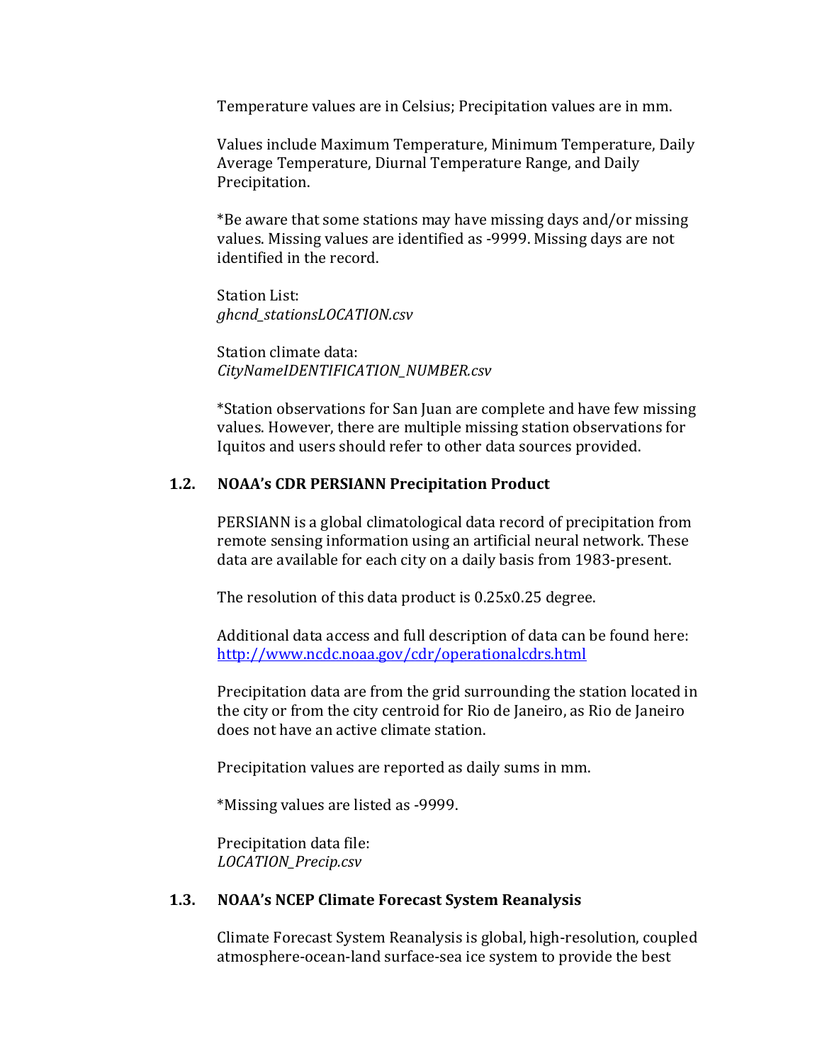Temperature values are in Celsius; Precipitation values are in mm.

Values include Maximum Temperature, Minimum Temperature, Daily Average Temperature, Diurnal Temperature Range, and Daily Precipitation.

*Be aware that some stations may have missing days and/or missing values. Missing values are identified as -9999. Missing days are not identified in the record.

Station List:
*ghcnd_stationsLOCATION.csv*

Station climate data:
*CityNameIDENTIFICATION_NUMBER.csv*

*Station observations for San Juan are complete and have few missing values. However, there are multiple missing station observations for Iquitos and users should refer to other data sources provided.

### 1.2. NOAA's CDR PERSIANN Precipitation Product

PERSIANN is a global climatological data record of precipitation from remote sensing information using an artificial neural network. These data are available for each city on a daily basis from 1983-present.

The resolution of this data product is 0.25x0.25 degree.

Additional data access and full description of data can be found here: http://www.ncdc.noaa.gov/cdr/operationalcdrs.html

Precipitation data are from the grid surrounding the station located in the city or from the city centroid for Rio de Janeiro, as Rio de Janeiro does not have an active climate station.

Precipitation values are reported as daily sums in mm.

*Missing values are listed as -9999.

Precipitation data file:
*LOCATION_Precip.csv*

### 1.3. NOAA's NCEP Climate Forecast System Reanalysis

Climate Forecast System Reanalysis is global, high-resolution, coupled atmosphere-ocean-land surface-sea ice system to provide the best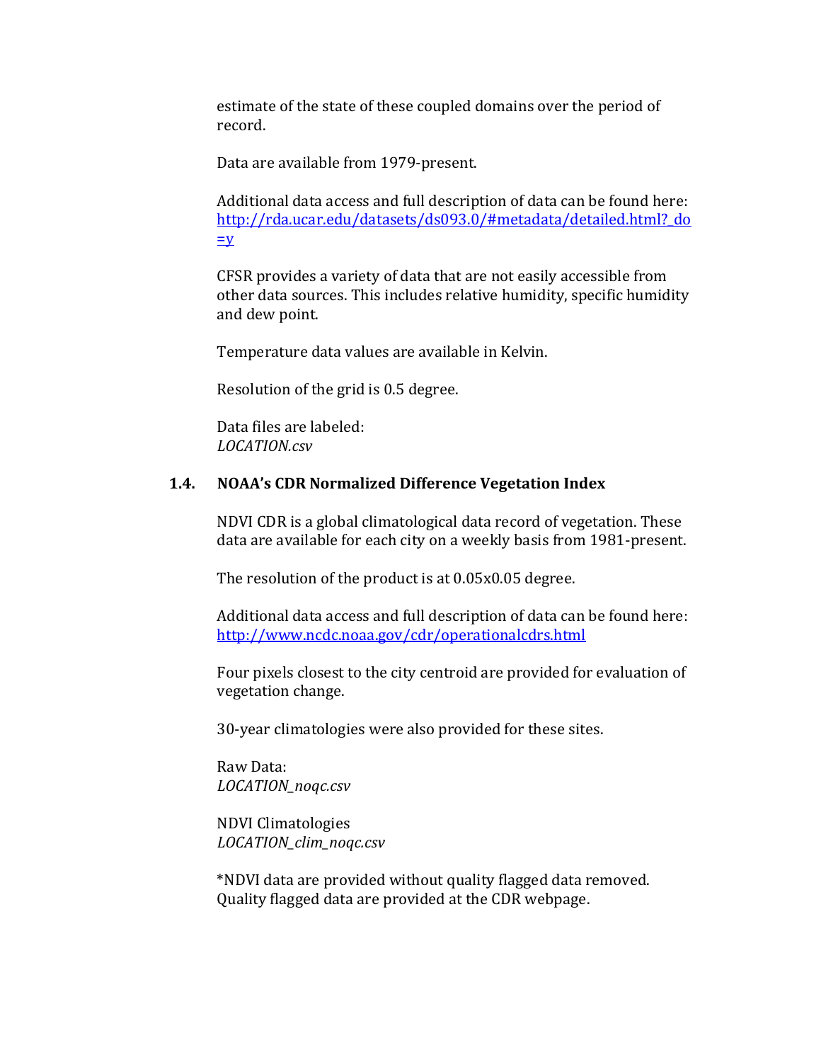estimate of the state of these coupled domains over the period of record.

Data are available from 1979-present.

Additional data access and full description of data can be found here: http://rda.ucar.edu/datasets/ds093.0/#metadata/detailed.html?_do=y

CFSR provides a variety of data that are not easily accessible from other data sources. This includes relative humidity, specific humidity and dew point.

Temperature data values are available in Kelvin.

Resolution of the grid is 0.5 degree.

Data files are labeled:
*LOCATION.csv*

### 1.4. NOAA's CDR Normalized Difference Vegetation Index

NDVI CDR is a global climatological data record of vegetation. These data are available for each city on a weekly basis from 1981-present.

The resolution of the product is at 0.05x0.05 degree.

Additional data access and full description of data can be found here: http://www.ncdc.noaa.gov/cdr/operationalcdrs.html

Four pixels closest to the city centroid are provided for evaluation of vegetation change.

30-year climatologies were also provided for these sites.

Raw Data:
*LOCATION_noqc.csv*

NDVI Climatologies
*LOCATION_clim_noqc.csv*

*NDVI data are provided without quality flagged data removed. Quality flagged data are provided at the CDR webpage.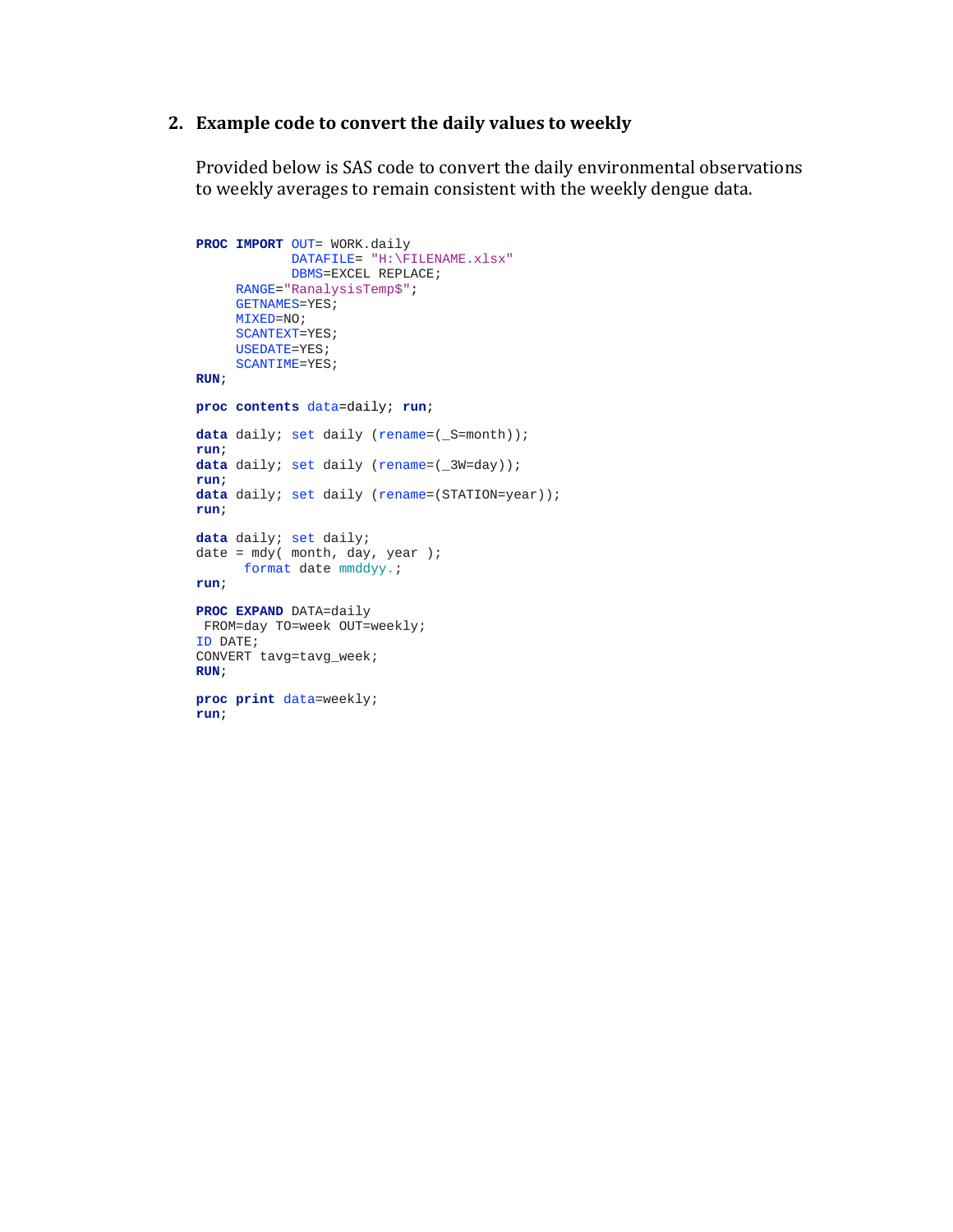## 2. Example code to convert the daily values to weekly

Provided below is SAS code to convert the daily environmental observations to weekly averages to remain consistent with the weekly dengue data.

```
PROC IMPORT OUT= WORK.daily
            DATAFILE= "H:\FILENAME.xlsx"
            DBMS=EXCEL REPLACE;
     RANGE="RanalysisTemp$";
     GETNAMES=YES;
     MIXED=NO;
     SCANTEXT=YES;
     USEDATE=YES;
     SCANTIME=YES;
RUN;

proc contents data=daily; run;

data daily; set daily (rename=(_S=month));
run;
data daily; set daily (rename=(_3W=day));
run;
data daily; set daily (rename=(STATION=year));
run;

data daily; set daily;
date = mdy( month, day, year );
      format date mmddyy.;
run;

PROC EXPAND DATA=daily
 FROM=day TO=week OUT=weekly;
ID DATE;
CONVERT tavg=tavg_week;
RUN;

proc print data=weekly;
run;
```